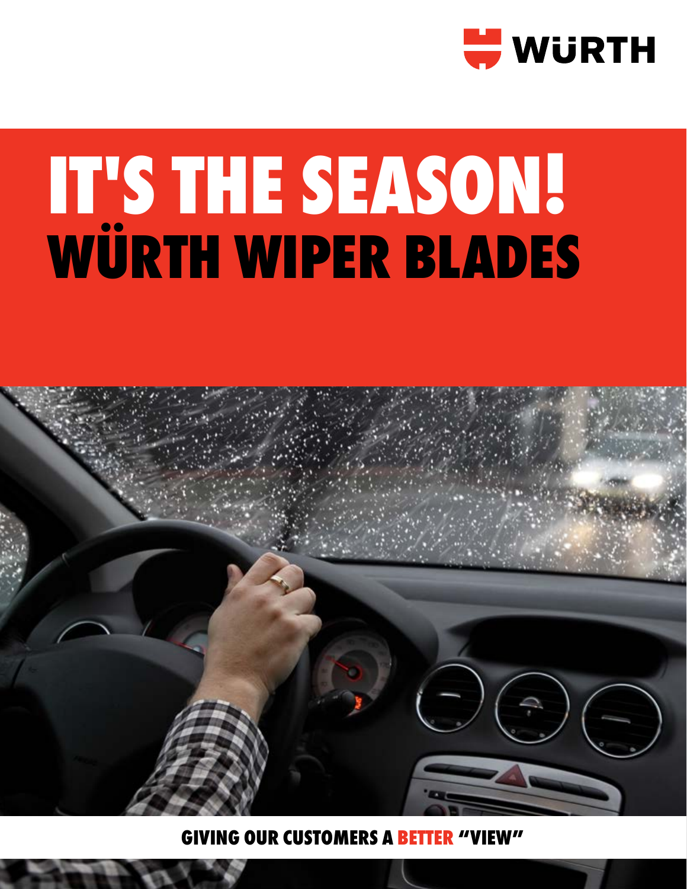WÜRTH

# IT'S THE SEASON!
# WÜRTH WIPER BLADES

**GIVING OUR CUSTOMERS A BETTER "VIEW"**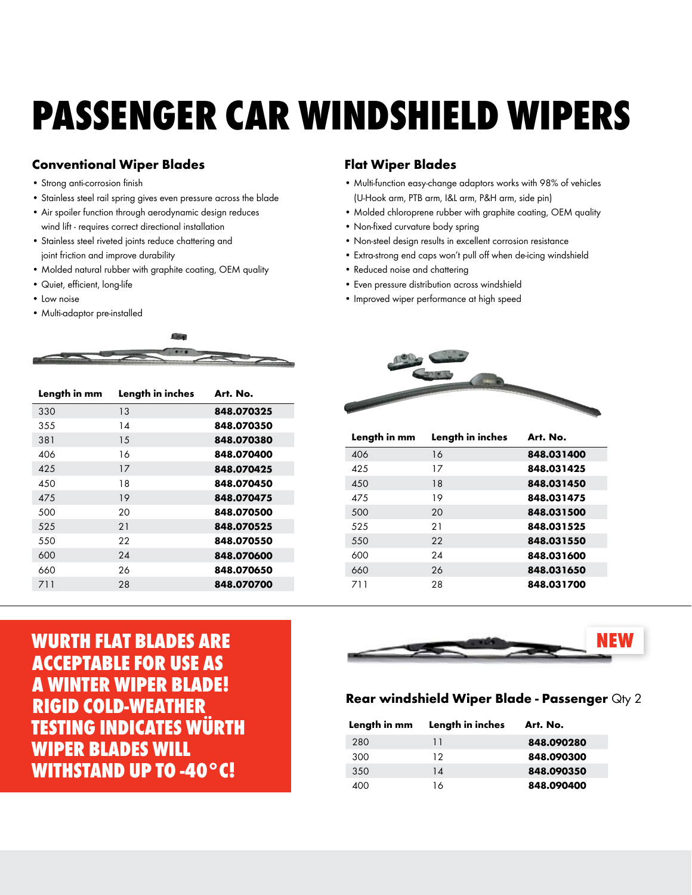# PASSENGER CAR WINDSHIELD WIPERS

## Conventional Wiper Blades

- Strong anti-corrosion finish
- Stainless steel rail spring gives even pressure across the blade
- Air spoiler function through aerodynamic design reduces wind lift - requires correct directional installation
- Stainless steel riveted joints reduce chattering and joint friction and improve durability
- Molded natural rubber with graphite coating, OEM quality
- Quiet, efficient, long-life
- Low noise
- Multi-adaptor pre-installed

| Length in mm | Length in inches | Art. No. |
|---|---|---|
| 330 | 13 | **848.070325** |
| 355 | 14 | **848.070350** |
| 381 | 15 | **848.070380** |
| 406 | 16 | **848.070400** |
| 425 | 17 | **848.070425** |
| 450 | 18 | **848.070450** |
| 475 | 19 | **848.070475** |
| 500 | 20 | **848.070500** |
| 525 | 21 | **848.070525** |
| 550 | 22 | **848.070550** |
| 600 | 24 | **848.070600** |
| 660 | 26 | **848.070650** |
| 711 | 28 | **848.070700** |

## Flat Wiper Blades

- Multi-function easy-change adaptors works with 98% of vehicles (U-Hook arm, PTB arm, I&L arm, P&H arm, side pin)
- Molded chloroprene rubber with graphite coating, OEM quality
- Non-fixed curvature body spring
- Non-steel design results in excellent corrosion resistance
- Extra-strong end caps won't pull off when de-icing windshield
- Reduced noise and chattering
- Even pressure distribution across windshield
- Improved wiper performance at high speed

| Length in mm | Length in inches | Art. No. |
|---|---|---|
| 406 | 16 | **848.031400** |
| 425 | 17 | **848.031425** |
| 450 | 18 | **848.031450** |
| 475 | 19 | **848.031475** |
| 500 | 20 | **848.031500** |
| 525 | 21 | **848.031525** |
| 550 | 22 | **848.031550** |
| 600 | 24 | **848.031600** |
| 660 | 26 | **848.031650** |
| 711 | 28 | **848.031700** |

**WURTH FLAT BLADES ARE ACCEPTABLE FOR USE AS A WINTER WIPER BLADE! RIGID COLD-WEATHER TESTING INDICATES WÜRTH WIPER BLADES WILL WITHSTAND UP TO -40°C!**

**NEW**

## Rear windshield Wiper Blade - Passenger Qty 2

| Length in mm | Length in inches | Art. No. |
|---|---|---|
| 280 | 11 | **848.090280** |
| 300 | 12 | **848.090300** |
| 350 | 14 | **848.090350** |
| 400 | 16 | **848.090400** |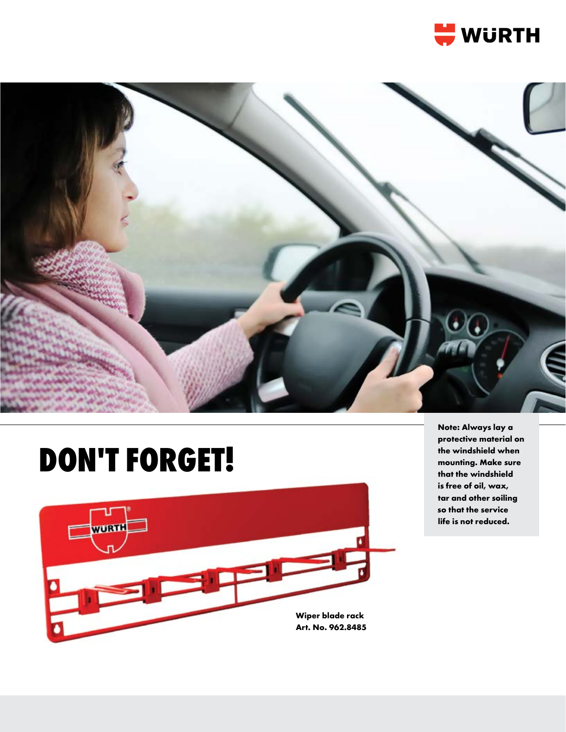# DON'T FORGET!

Wiper blade rack
Art. No. 962.8485

**Note: Always lay a protective material on the windshield when mounting. Make sure that the windshield is free of oil, wax, tar and other soiling so that the service life is not reduced.**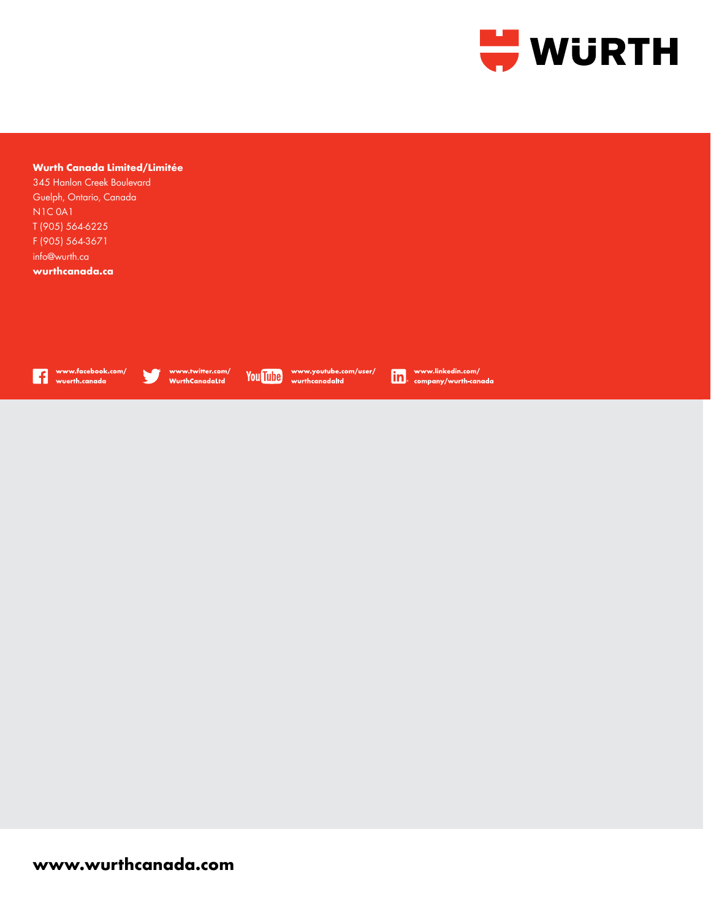WÜRTH

**Wurth Canada Limited/Limitée**
345 Hanlon Creek Boulevard
Guelph, Ontario, Canada
N1C 0A1
T (905) 564-6225
F (905) 564-3671
info@wurth.ca
**wurthcanada.ca**

**www.facebook.com/wuerth.canada**

**www.twitter.com/WurthCanadaLtd**

**www.youtube.com/user/wurthcanadaltd**

**www.linkedin.com/company/wurth-canada**

**www.wurthcanada.com**